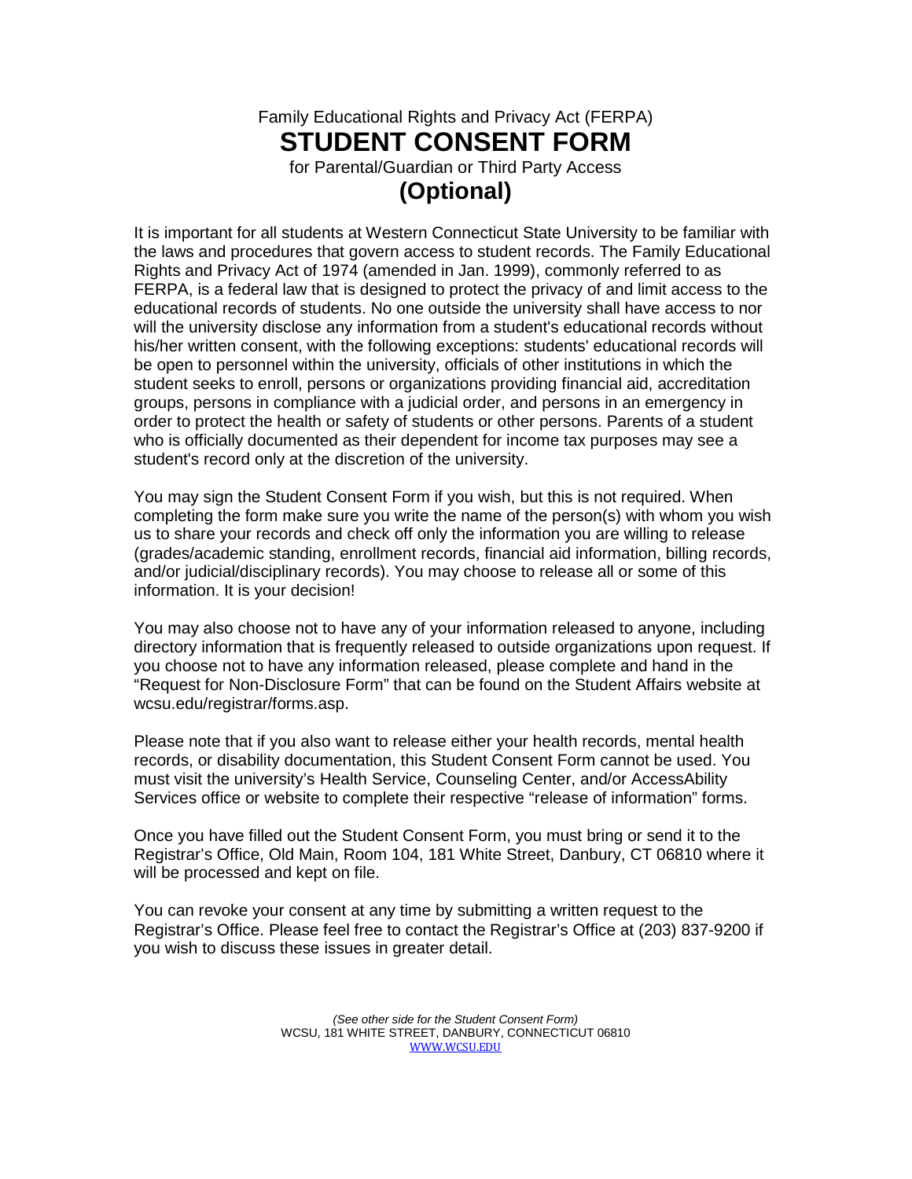Family Educational Rights and Privacy Act (FERPA)

# STUDENT CONSENT FORM

for Parental/Guardian or Third Party Access

## (Optional)

It is important for all students at Western Connecticut State University to be familiar with the laws and procedures that govern access to student records. The Family Educational Rights and Privacy Act of 1974 (amended in Jan. 1999), commonly referred to as FERPA, is a federal law that is designed to protect the privacy of and limit access to the educational records of students. No one outside the university shall have access to nor will the university disclose any information from a student's educational records without his/her written consent, with the following exceptions: students' educational records will be open to personnel within the university, officials of other institutions in which the student seeks to enroll, persons or organizations providing financial aid, accreditation groups, persons in compliance with a judicial order, and persons in an emergency in order to protect the health or safety of students or other persons. Parents of a student who is officially documented as their dependent for income tax purposes may see a student's record only at the discretion of the university.

You may sign the Student Consent Form if you wish, but this is not required. When completing the form make sure you write the name of the person(s) with whom you wish us to share your records and check off only the information you are willing to release (grades/academic standing, enrollment records, financial aid information, billing records, and/or judicial/disciplinary records). You may choose to release all or some of this information. It is your decision!

You may also choose not to have any of your information released to anyone, including directory information that is frequently released to outside organizations upon request. If you choose not to have any information released, please complete and hand in the "Request for Non-Disclosure Form" that can be found on the Student Affairs website at wcsu.edu/registrar/forms.asp.

Please note that if you also want to release either your health records, mental health records, or disability documentation, this Student Consent Form cannot be used. You must visit the university's Health Service, Counseling Center, and/or AccessAbility Services office or website to complete their respective "release of information" forms.

Once you have filled out the Student Consent Form, you must bring or send it to the Registrar's Office, Old Main, Room 104, 181 White Street, Danbury, CT 06810 where it will be processed and kept on file.

You can revoke your consent at any time by submitting a written request to the Registrar's Office. Please feel free to contact the Registrar's Office at (203) 837-9200 if you wish to discuss these issues in greater detail.

*(See other side for the Student Consent Form)*

WCSU, 181 WHITE STREET, DANBURY, CONNECTICUT 06810

WWW.WCSU.EDU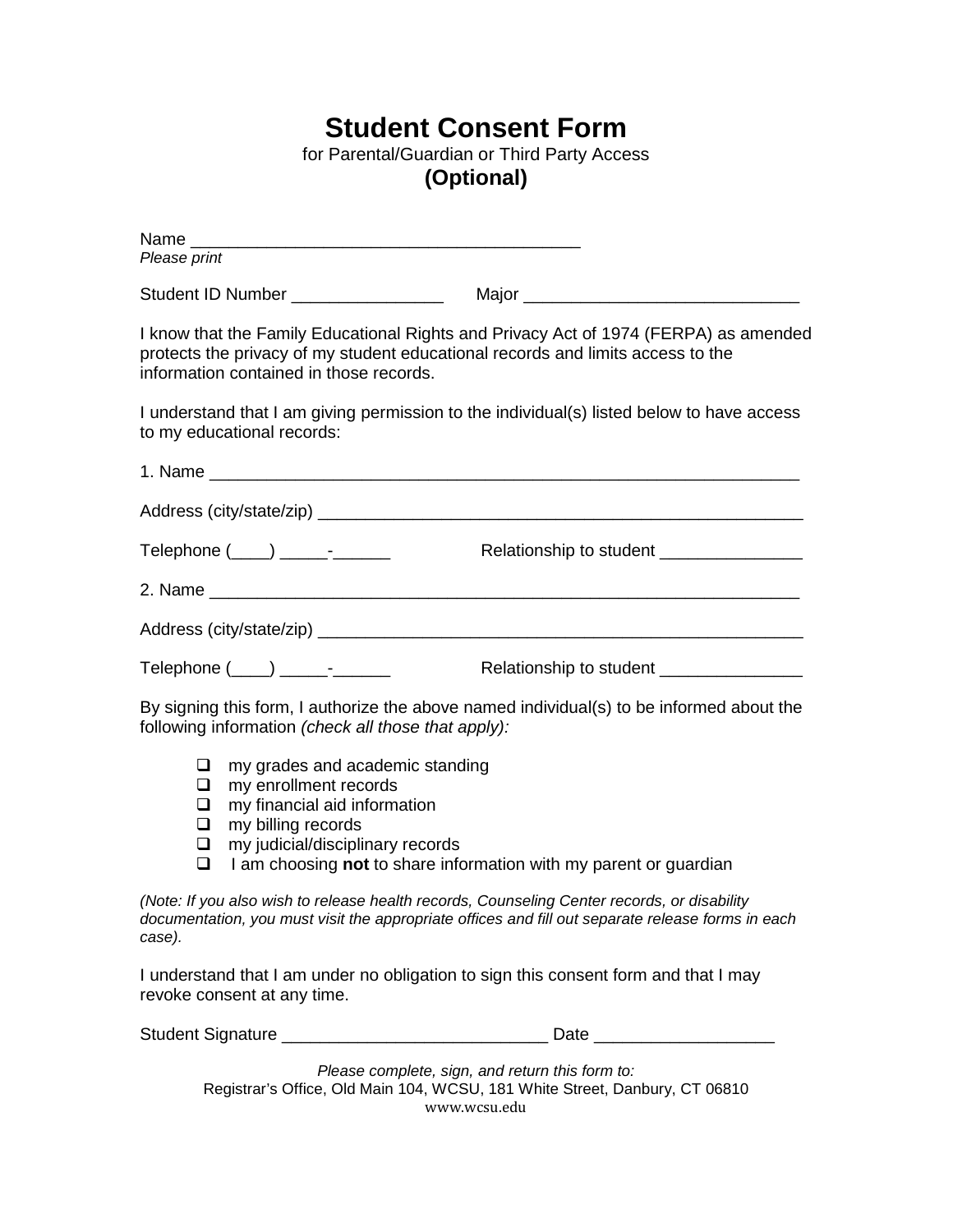# Student Consent Form

for Parental/Guardian or Third Party Access

**(Optional)**

Name ________________________________________
*Please print*

Student ID Number ________________ Major _____________________________

I know that the Family Educational Rights and Privacy Act of 1974 (FERPA) as amended protects the privacy of my student educational records and limits access to the information contained in those records.

I understand that I am giving permission to the individual(s) listed below to have access to my educational records:

1. Name ______________________________________________________________

Address (city/state/zip) ___________________________________________________

Telephone (____) _____-______ Relationship to student _______________

2. Name ______________________________________________________________

Address (city/state/zip) ___________________________________________________

Telephone (____) _____-______ Relationship to student _______________

By signing this form, I authorize the above named individual(s) to be informed about the following information *(check all those that apply):*

- ☐ my grades and academic standing
- ☐ my enrollment records
- ☐ my financial aid information
- ☐ my billing records
- ☐ my judicial/disciplinary records
- ☐ I am choosing **not** to share information with my parent or guardian

*(Note: If you also wish to release health records, Counseling Center records, or disability documentation, you must visit the appropriate offices and fill out separate release forms in each case).*

I understand that I am under no obligation to sign this consent form and that I may revoke consent at any time.

Student Signature ___________________________ Date __________________

*Please complete, sign, and return this form to:*
Registrar's Office, Old Main 104, WCSU, 181 White Street, Danbury, CT 06810
www.wcsu.edu